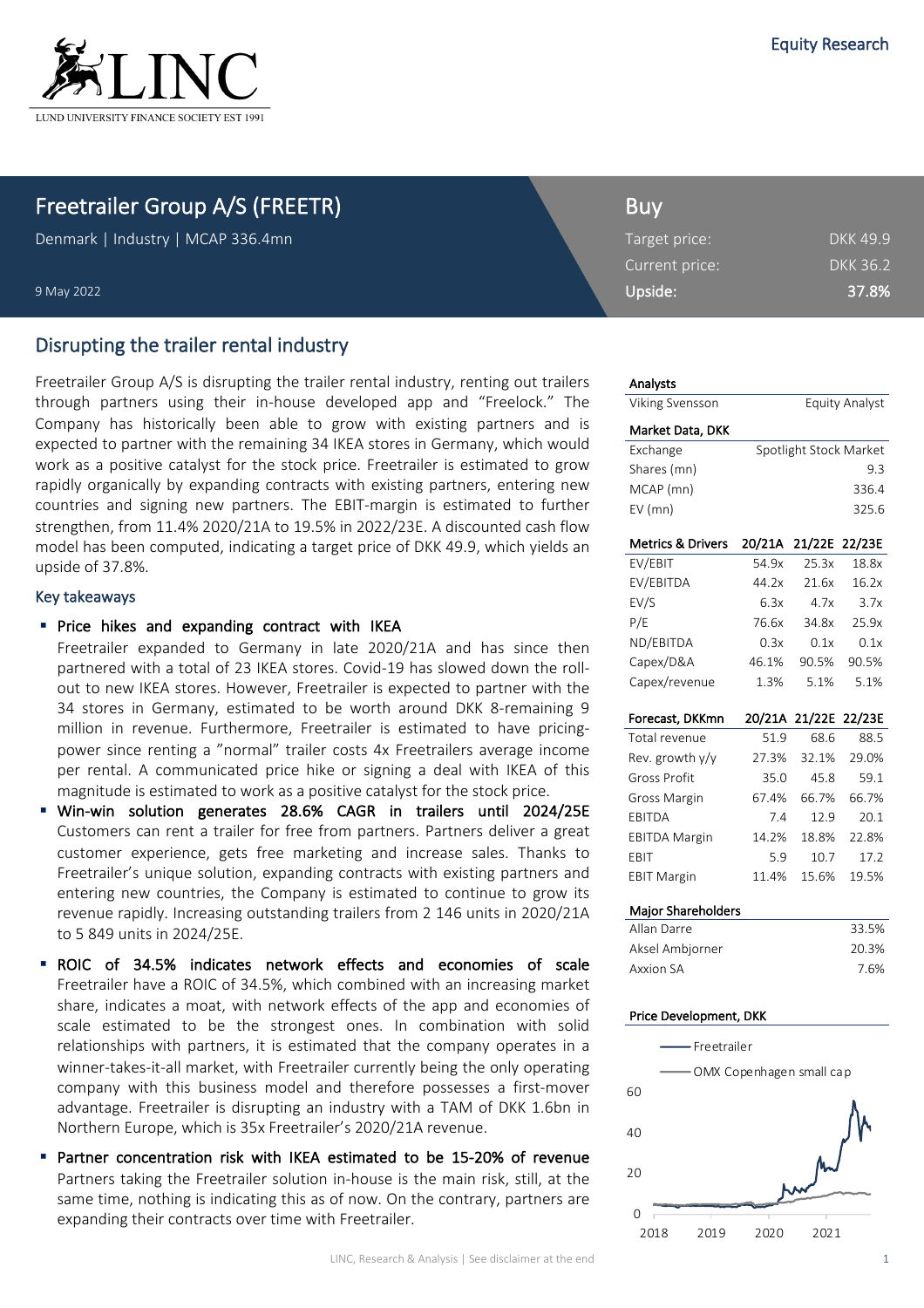Equity Research

# Freetrailer Group A/S (FREETR)

Denmark | Industry | MCAP 336.4mn

9 May 2022

**Buy**

| | |
|---|---|
| Target price: | DKK 49.9 |
| Current price: | DKK 36.2 |
| **Upside:** | **37.8%** |

## Disrupting the trailer rental industry

Freetrailer Group A/S is disrupting the trailer rental industry, renting out trailers through partners using their in-house developed app and "Freelock." The Company has historically been able to grow with existing partners and is expected to partner with the remaining 34 IKEA stores in Germany, which would work as a positive catalyst for the stock price. Freetrailer is estimated to grow rapidly organically by expanding contracts with existing partners, entering new countries and signing new partners. The EBIT-margin is estimated to further strengthen, from 11.4% 2020/21A to 19.5% in 2022/23E. A discounted cash flow model has been computed, indicating a target price of DKK 49.9, which yields an upside of 37.8%.

### Key takeaways

- **Price hikes and expanding contract with IKEA**
  Freetrailer expanded to Germany in late 2020/21A and has since then partnered with a total of 23 IKEA stores. Covid-19 has slowed down the roll-out to new IKEA stores. However, Freetrailer is expected to partner with the 34 stores in Germany, estimated to be worth around DKK 8-remaining 9 million in revenue. Furthermore, Freetrailer is estimated to have pricing-power since renting a "normal" trailer costs 4x Freetrailers average income per rental. A communicated price hike or signing a deal with IKEA of this magnitude is estimated to work as a positive catalyst for the stock price.
- **Win-win solution generates 28.6% CAGR in trailers until 2024/25E**
  Customers can rent a trailer for free from partners. Partners deliver a great customer experience, gets free marketing and increase sales. Thanks to Freetrailer's unique solution, expanding contracts with existing partners and entering new countries, the Company is estimated to continue to grow its revenue rapidly. Increasing outstanding trailers from 2 146 units in 2020/21A to 5 849 units in 2024/25E.
- **ROIC of 34.5% indicates network effects and economies of scale**
  Freetrailer have a ROIC of 34.5%, which combined with an increasing market share, indicates a moat, with network effects of the app and economies of scale estimated to be the strongest ones. In combination with solid relationships with partners, it is estimated that the company operates in a winner-takes-it-all market, with Freetrailer currently being the only operating company with this business model and therefore possesses a first-mover advantage. Freetrailer is disrupting an industry with a TAM of DKK 1.6bn in Northern Europe, which is 35x Freetrailer's 2020/21A revenue.
- **Partner concentration risk with IKEA estimated to be 15-20% of revenue**
  Partners taking the Freetrailer solution in-house is the main risk, still, at the same time, nothing is indicating this as of now. On the contrary, partners are expanding their contracts over time with Freetrailer.

| Analysts | |
|---|---|
| Viking Svensson | Equity Analyst |

| Market Data, DKK | |
|---|---|
| Exchange | Spotlight Stock Market |
| Shares (mn) | 9.3 |
| MCAP (mn) | 336.4 |
| EV (mn) | 325.6 |

| Metrics & Drivers | 20/21A | 21/22E | 22/23E |
|---|---|---|---|
| EV/EBIT | 54.9x | 25.3x | 18.8x |
| EV/EBITDA | 44.2x | 21.6x | 16.2x |
| EV/S | 6.3x | 4.7x | 3.7x |
| P/E | 76.6x | 34.8x | 25.9x |
| ND/EBITDA | 0.3x | 0.1x | 0.1x |
| Capex/D&A | 46.1% | 90.5% | 90.5% |
| Capex/revenue | 1.3% | 5.1% | 5.1% |

| Forecast, DKKmn | 20/21A | 21/22E | 22/23E |
|---|---|---|---|
| Total revenue | 51.9 | 68.6 | 88.5 |
| Rev. growth y/y | 27.3% | 32.1% | 29.0% |
| Gross Profit | 35.0 | 45.8 | 59.1 |
| Gross Margin | 67.4% | 66.7% | 66.7% |
| EBITDA | 7.4 | 12.9 | 20.1 |
| EBITDA Margin | 14.2% | 18.8% | 22.8% |
| EBIT | 5.9 | 10.7 | 17.2 |
| EBIT Margin | 11.4% | 15.6% | 19.5% |

| Major Shareholders | |
|---|---|
| Allan Darre | 33.5% |
| Aksel Ambjorner | 20.3% |
| Axxion SA | 7.6% |

Price Development, DKK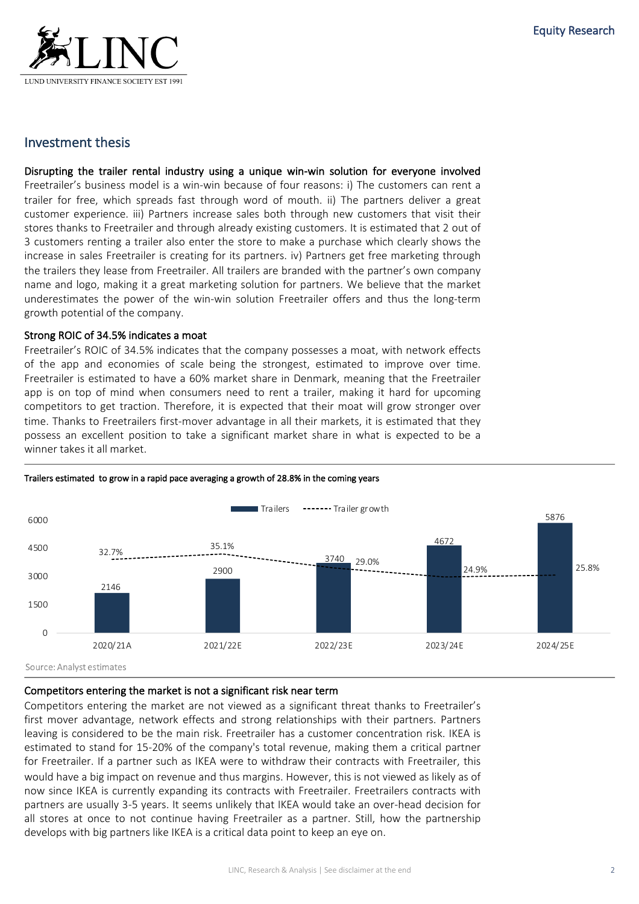## Investment thesis

**Disrupting the trailer rental industry using a unique win-win solution for everyone involved**

Freetrailer's business model is a win-win because of four reasons: i) The customers can rent a trailer for free, which spreads fast through word of mouth. ii) The partners deliver a great customer experience. iii) Partners increase sales both through new customers that visit their stores thanks to Freetrailer and through already existing customers. It is estimated that 2 out of 3 customers renting a trailer also enter the store to make a purchase which clearly shows the increase in sales Freetrailer is creating for its partners. iv) Partners get free marketing through the trailers they lease from Freetrailer. All trailers are branded with the partner's own company name and logo, making it a great marketing solution for partners. We believe that the market underestimates the power of the win-win solution Freetrailer offers and thus the long-term growth potential of the company.

**Strong ROIC of 34.5% indicates a moat**

Freetrailer's ROIC of 34.5% indicates that the company possesses a moat, with network effects of the app and economies of scale being the strongest, estimated to improve over time. Freetrailer is estimated to have a 60% market share in Denmark, meaning that the Freetrailer app is on top of mind when consumers need to rent a trailer, making it hard for upcoming competitors to get traction. Therefore, it is expected that their moat will grow stronger over time. Thanks to Freetrailers first-mover advantage in all their markets, it is estimated that they possess an excellent position to take a significant market share in what is expected to be a winner takes it all market.

**Trailers estimated to grow in a rapid pace averaging a growth of 28.8% in the coming years**

| | 2020/21A | 2021/22E | 2022/23E | 2023/24E | 2024/25E |
|---|---|---|---|---|---|
| Trailers | 2146 | 2900 | 3740 | 4672 | 5876 |
| Trailer growth | 32.7% | 35.1% | 29.0% | 24.9% | 25.8% |

Source: Analyst estimates

**Competitors entering the market is not a significant risk near term**

Competitors entering the market are not viewed as a significant threat thanks to Freetrailer's first mover advantage, network effects and strong relationships with their partners. Partners leaving is considered to be the main risk. Freetrailer has a customer concentration risk. IKEA is estimated to stand for 15-20% of the company's total revenue, making them a critical partner for Freetrailer. If a partner such as IKEA were to withdraw their contracts with Freetrailer, this would have a big impact on revenue and thus margins. However, this is not viewed as likely as of now since IKEA is currently expanding its contracts with Freetrailer. Freetrailers contracts with partners are usually 3-5 years. It seems unlikely that IKEA would take an over-head decision for all stores at once to not continue having Freetrailer as a partner. Still, how the partnership develops with big partners like IKEA is a critical data point to keep an eye on.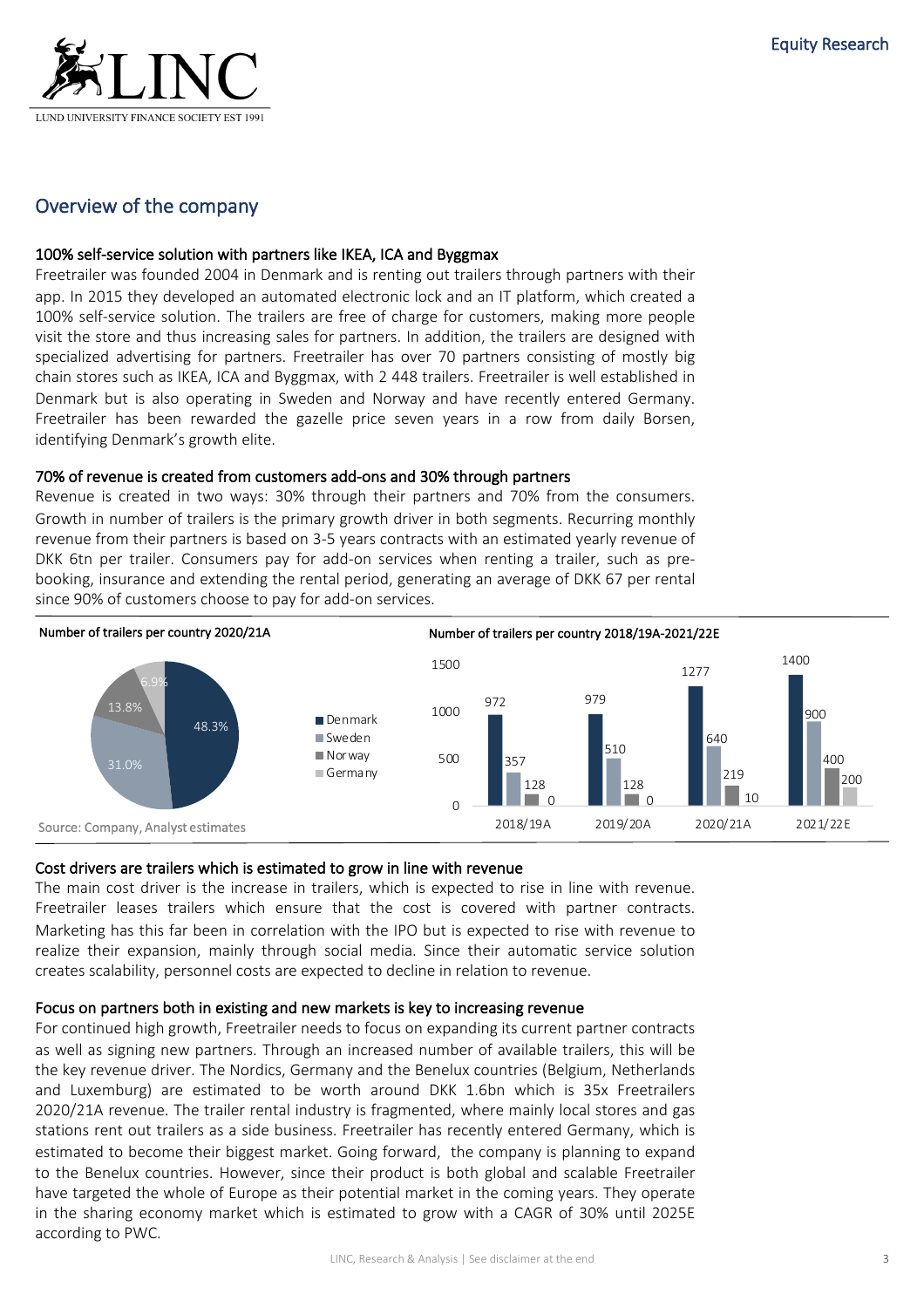## Overview of the company

**100% self-service solution with partners like IKEA, ICA and Byggmax**

Freetrailer was founded 2004 in Denmark and is renting out trailers through partners with their app. In 2015 they developed an automated electronic lock and an IT platform, which created a 100% self-service solution. The trailers are free of charge for customers, making more people visit the store and thus increasing sales for partners. In addition, the trailers are designed with specialized advertising for partners. Freetrailer has over 70 partners consisting of mostly big chain stores such as IKEA, ICA and Byggmax, with 2 448 trailers. Freetrailer is well established in Denmark but is also operating in Sweden and Norway and have recently entered Germany. Freetrailer has been rewarded the gazelle price seven years in a row from daily Borsen, identifying Denmark's growth elite.

**70% of revenue is created from customers add-ons and 30% through partners**

Revenue is created in two ways: 30% through their partners and 70% from the consumers. Growth in number of trailers is the primary growth driver in both segments. Recurring monthly revenue from their partners is based on 3-5 years contracts with an estimated yearly revenue of DKK 6tn per trailer. Consumers pay for add-on services when renting a trailer, such as pre-booking, insurance and extending the rental period, generating an average of DKK 67 per rental since 90% of customers choose to pay for add-on services.

Number of trailers per country 2020/21A

| Country | Share |
|---|---|
| Denmark | 48.3% |
| Sweden | 31.0% |
| Norway | 13.8% |
| Germany | 6.9% |

Number of trailers per country 2018/19A-2021/22E

| | 2018/19A | 2019/20A | 2020/21A | 2021/22E |
|---|---|---|---|---|
| Denmark | 972 | 979 | 1277 | 1400 |
| Sweden | 357 | 510 | 640 | 900 |
| Norway | 128 | 128 | 219 | 400 |
| Germany | 0 | 0 | 10 | 200 |

Source: Company, Analyst estimates

**Cost drivers are trailers which is estimated to grow in line with revenue**

The main cost driver is the increase in trailers, which is expected to rise in line with revenue. Freetrailer leases trailers which ensure that the cost is covered with partner contracts. Marketing has this far been in correlation with the IPO but is expected to rise with revenue to realize their expansion, mainly through social media. Since their automatic service solution creates scalability, personnel costs are expected to decline in relation to revenue.

**Focus on partners both in existing and new markets is key to increasing revenue**

For continued high growth, Freetrailer needs to focus on expanding its current partner contracts as well as signing new partners. Through an increased number of available trailers, this will be the key revenue driver. The Nordics, Germany and the Benelux countries (Belgium, Netherlands and Luxemburg) are estimated to be worth around DKK 1.6bn which is 35x Freetrailers 2020/21A revenue. The trailer rental industry is fragmented, where mainly local stores and gas stations rent out trailers as a side business. Freetrailer has recently entered Germany, which is estimated to become their biggest market. Going forward, the company is planning to expand to the Benelux countries. However, since their product is both global and scalable Freetrailer have targeted the whole of Europe as their potential market in the coming years. They operate in the sharing economy market which is estimated to grow with a CAGR of 30% until 2025E according to PWC.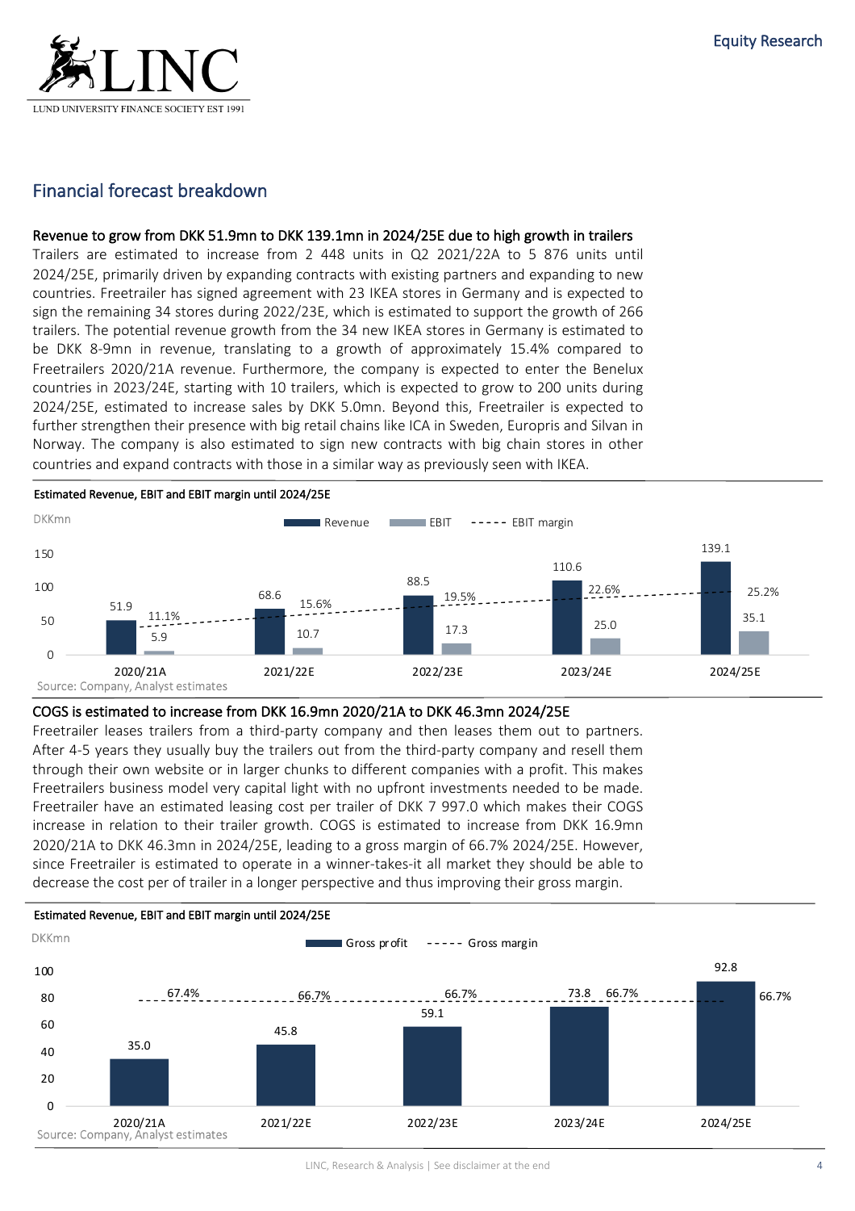## Financial forecast breakdown

**Revenue to grow from DKK 51.9mn to DKK 139.1mn in 2024/25E due to high growth in trailers**

Trailers are estimated to increase from 2 448 units in Q2 2021/22A to 5 876 units until 2024/25E, primarily driven by expanding contracts with existing partners and expanding to new countries. Freetrailer has signed agreement with 23 IKEA stores in Germany and is expected to sign the remaining 34 stores during 2022/23E, which is estimated to support the growth of 266 trailers. The potential revenue growth from the 34 new IKEA stores in Germany is estimated to be DKK 8-9mn in revenue, translating to a growth of approximately 15.4% compared to Freetrailers 2020/21A revenue. Furthermore, the company is expected to enter the Benelux countries in 2023/24E, starting with 10 trailers, which is expected to grow to 200 units during 2024/25E, estimated to increase sales by DKK 5.0mn. Beyond this, Freetrailer is expected to further strengthen their presence with big retail chains like ICA in Sweden, Europris and Silvan in Norway. The company is also estimated to sign new contracts with big chain stores in other countries and expand contracts with those in a similar way as previously seen with IKEA.

**Estimated Revenue, EBIT and EBIT margin until 2024/25E**

DKKmn

| | 2020/21A | 2021/22E | 2022/23E | 2023/24E | 2024/25E |
|---|---|---|---|---|---|
| Revenue | 51.9 | 68.6 | 88.5 | 110.6 | 139.1 |
| EBIT | 5.9 | 10.7 | 17.3 | 25.0 | 35.1 |
| EBIT margin | 11.1% | 15.6% | 19.5% | 22.6% | 25.2% |

Source: Company, Analyst estimates

**COGS is estimated to increase from DKK 16.9mn 2020/21A to DKK 46.3mn 2024/25E**

Freetrailer leases trailers from a third-party company and then leases them out to partners. After 4-5 years they usually buy the trailers out from the third-party company and resell them through their own website or in larger chunks to different companies with a profit. This makes Freetrailers business model very capital light with no upfront investments needed to be made. Freetrailer have an estimated leasing cost per trailer of DKK 7 997.0 which makes their COGS increase in relation to their trailer growth. COGS is estimated to increase from DKK 16.9mn 2020/21A to DKK 46.3mn in 2024/25E, leading to a gross margin of 66.7% 2024/25E. However, since Freetrailer is estimated to operate in a winner-takes-it all market they should be able to decrease the cost per of trailer in a longer perspective and thus improving their gross margin.

**Estimated Revenue, EBIT and EBIT margin until 2024/25E**

DKKmn

| | 2020/21A | 2021/22E | 2022/23E | 2023/24E | 2024/25E |
|---|---|---|---|---|---|
| Gross profit | 35.0 | 45.8 | 59.1 | 73.8 | 92.8 |
| Gross margin | 67.4% | 66.7% | 66.7% | 66.7% | 66.7% |

Source: Company, Analyst estimates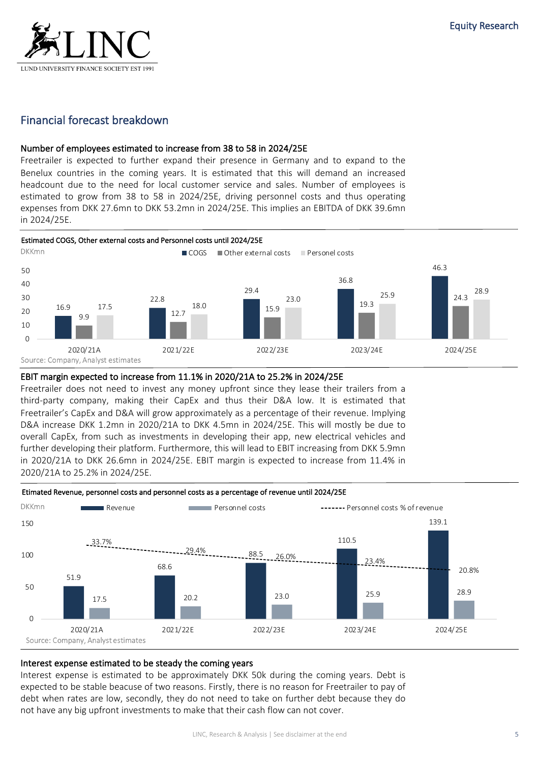## Financial forecast breakdown

### Number of employees estimated to increase from 38 to 58 in 2024/25E

Freetrailer is expected to further expand their presence in Germany and to expand to the Benelux countries in the coming years. It is estimated that this will demand an increased headcount due to the need for local customer service and sales. Number of employees is estimated to grow from 38 to 58 in 2024/25E, driving personnel costs and thus operating expenses from DKK 27.6mn to DKK 53.2mn in 2024/25E. This implies an EBITDA of DKK 39.6mn in 2024/25E.

**Estimated COGS, Other external costs and Personnel costs until 2024/25E**

DKKmn

| | 2020/21A | 2021/22E | 2022/23E | 2023/24E | 2024/25E |
|---|---|---|---|---|---|
| COGS | 16.9 | 22.8 | 29.4 | 36.8 | 46.3 |
| Other external costs | 9.9 | 12.7 | 15.9 | 19.3 | 24.3 |
| Personel costs | 17.5 | 18.0 | 23.0 | 25.9 | 28.9 |

Source: Company, Analyst estimates

### EBIT margin expected to increase from 11.1% in 2020/21A to 25.2% in 2024/25E

Freetrailer does not need to invest any money upfront since they lease their trailers from a third-party company, making their CapEx and thus their D&A low. It is estimated that Freetrailer's CapEx and D&A will grow approximately as a percentage of their revenue. Implying D&A increase DKK 1.2mn in 2020/21A to DKK 4.5mn in 2024/25E. This will mostly be due to overall CapEx, from such as investments in developing their app, new electrical vehicles and further developing their platform. Furthermore, this will lead to EBIT increasing from DKK 5.9mn in 2020/21A to DKK 26.6mn in 2024/25E. EBIT margin is expected to increase from 11.4% in 2020/21A to 25.2% in 2024/25E.

**Etimated Revenue, personnel costs and personnel costs as a percentage of revenue until 2024/25E**

DKKmn

| | 2020/21A | 2021/22E | 2022/23E | 2023/24E | 2024/25E |
|---|---|---|---|---|---|
| Revenue | 51.9 | 68.6 | 88.5 | 110.5 | 139.1 |
| Personnel costs | 17.5 | 20.2 | 23.0 | 25.9 | 28.9 |
| Personnel costs % of revenue | 33.7% | 29.4% | 26.0% | 23.4% | 20.8% |

Source: Company, Analyst estimates

### Interest expense estimated to be steady the coming years

Interest expense is estimated to be approximately DKK 50k during the coming years. Debt is expected to be stable beacuse of two reasons. Firstly, there is no reason for Freetrailer to pay of debt when rates are low, secondly, they do not need to take on further debt because they do not have any big upfront investments to make that their cash flow can not cover.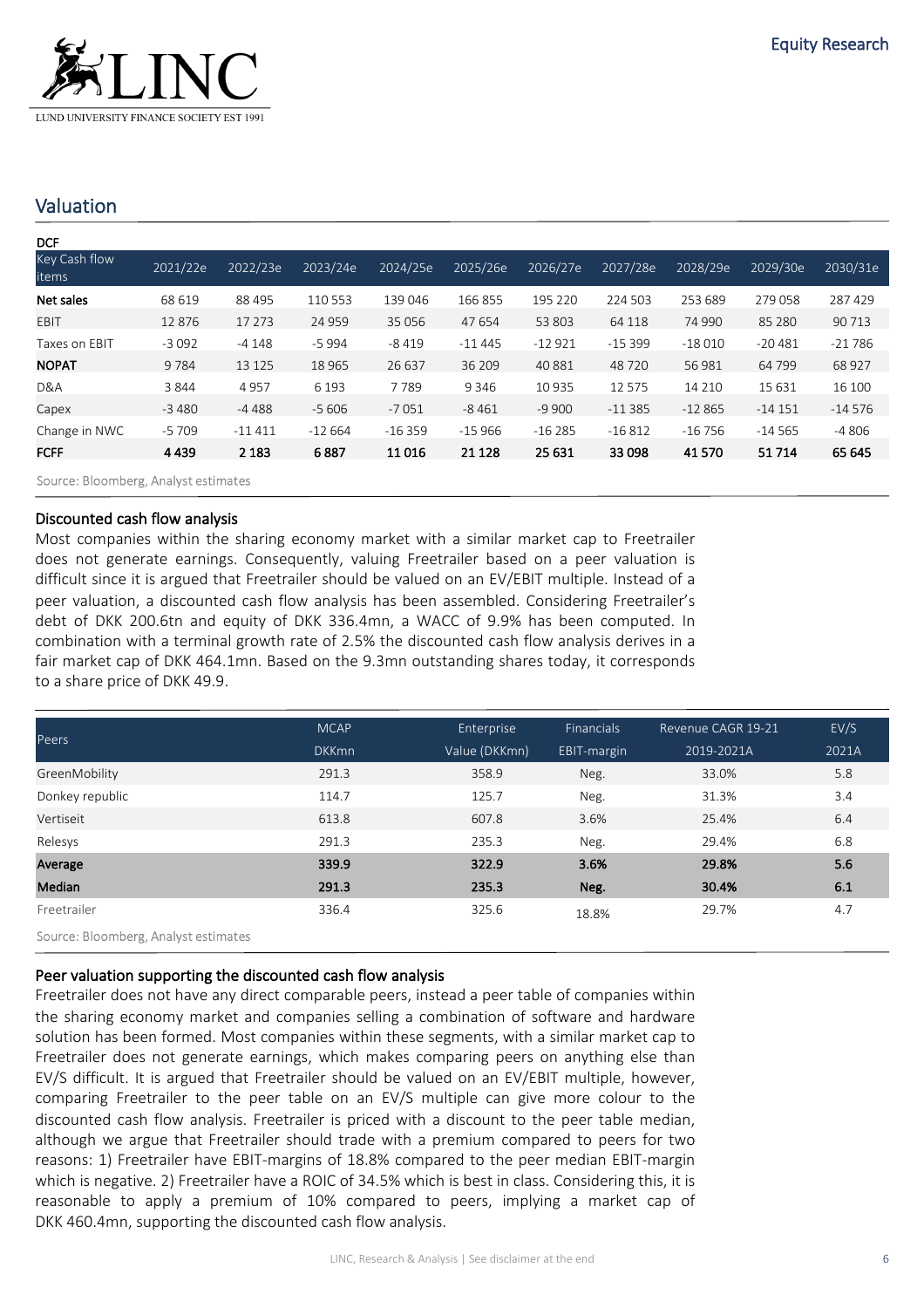## Valuation

**DCF**

| Key Cash flow items | 2021/22e | 2022/23e | 2023/24e | 2024/25e | 2025/26e | 2026/27e | 2027/28e | 2028/29e | 2029/30e | 2030/31e |
|---|---|---|---|---|---|---|---|---|---|---|
| **Net sales** | 68 619 | 88 495 | 110 553 | 139 046 | 166 855 | 195 220 | 224 503 | 253 689 | 279 058 | 287 429 |
| EBIT | 12 876 | 17 273 | 24 959 | 35 056 | 47 654 | 53 803 | 64 118 | 74 990 | 85 280 | 90 713 |
| Taxes on EBIT | -3 092 | -4 148 | -5 994 | -8 419 | -11 445 | -12 921 | -15 399 | -18 010 | -20 481 | -21 786 |
| **NOPAT** | 9 784 | 13 125 | 18 965 | 26 637 | 36 209 | 40 881 | 48 720 | 56 981 | 64 799 | 68 927 |
| D&A | 3 844 | 4 957 | 6 193 | 7 789 | 9 346 | 10 935 | 12 575 | 14 210 | 15 631 | 16 100 |
| Capex | -3 480 | -4 488 | -5 606 | -7 051 | -8 461 | -9 900 | -11 385 | -12 865 | -14 151 | -14 576 |
| Change in NWC | -5 709 | -11 411 | -12 664 | -16 359 | -15 966 | -16 285 | -16 812 | -16 756 | -14 565 | -4 806 |
| **FCFF** | **4 439** | **2 183** | **6 887** | **11 016** | **21 128** | **25 631** | **33 098** | **41 570** | **51 714** | **65 645** |

Source: Bloomberg, Analyst estimates

### Discounted cash flow analysis

Most companies within the sharing economy market with a similar market cap to Freetrailer does not generate earnings. Consequently, valuing Freetrailer based on a peer valuation is difficult since it is argued that Freetrailer should be valued on an EV/EBIT multiple. Instead of a peer valuation, a discounted cash flow analysis has been assembled. Considering Freetrailer's debt of DKK 200.6tn and equity of DKK 336.4mn, a WACC of 9.9% has been computed. In combination with a terminal growth rate of 2.5% the discounted cash flow analysis derives in a fair market cap of DKK 464.1mn. Based on the 9.3mn outstanding shares today, it corresponds to a share price of DKK 49.9.

| Peers | MCAP DKKmn | Enterprise Value (DKKmn) | Financials EBIT-margin | Revenue CAGR 19-21 2019-2021A | EV/S 2021A |
|---|---|---|---|---|---|
| GreenMobility | 291.3 | 358.9 | Neg. | 33.0% | 5.8 |
| Donkey republic | 114.7 | 125.7 | Neg. | 31.3% | 3.4 |
| Vertiseit | 613.8 | 607.8 | 3.6% | 25.4% | 6.4 |
| Relesys | 291.3 | 235.3 | Neg. | 29.4% | 6.8 |
| **Average** | **339.9** | **322.9** | **3.6%** | **29.8%** | **5.6** |
| **Median** | **291.3** | **235.3** | **Neg.** | **30.4%** | **6.1** |
| Freetrailer | 336.4 | 325.6 | 18.8% | 29.7% | 4.7 |

Source: Bloomberg, Analyst estimates

### Peer valuation supporting the discounted cash flow analysis

Freetrailer does not have any direct comparable peers, instead a peer table of companies within the sharing economy market and companies selling a combination of software and hardware solution has been formed. Most companies within these segments, with a similar market cap to Freetrailer does not generate earnings, which makes comparing peers on anything else than EV/S difficult. It is argued that Freetrailer should be valued on an EV/EBIT multiple, however, comparing Freetrailer to the peer table on an EV/S multiple can give more colour to the discounted cash flow analysis. Freetrailer is priced with a discount to the peer table median, although we argue that Freetrailer should trade with a premium compared to peers for two reasons: 1) Freetrailer have EBIT-margins of 18.8% compared to the peer median EBIT-margin which is negative. 2) Freetrailer have a ROIC of 34.5% which is best in class. Considering this, it is reasonable to apply a premium of 10% compared to peers, implying a market cap of DKK 460.4mn, supporting the discounted cash flow analysis.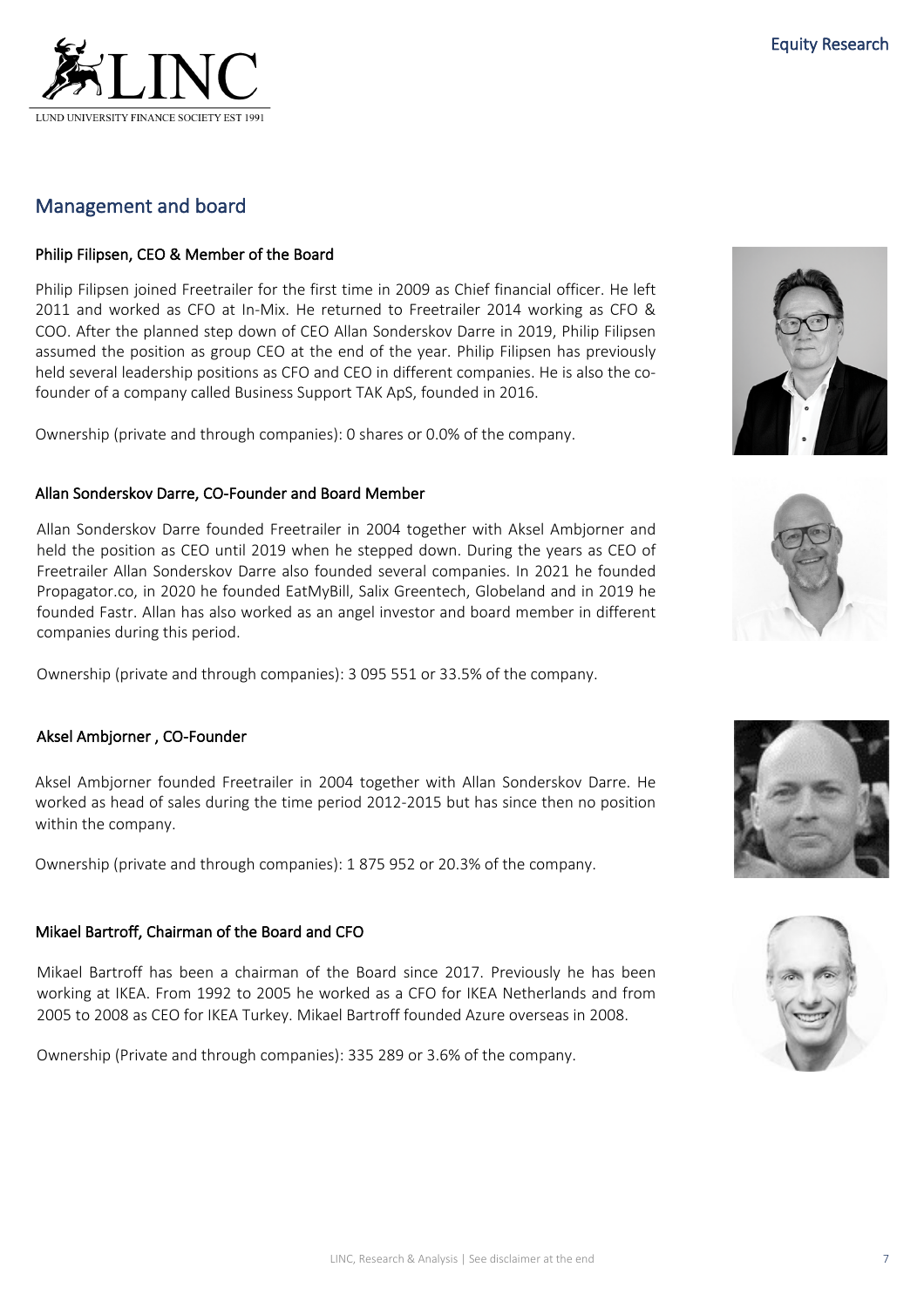## Management and board

### Philip Filipsen, CEO & Member of the Board

Philip Filipsen joined Freetrailer for the first time in 2009 as Chief financial officer. He left 2011 and worked as CFO at In-Mix. He returned to Freetrailer 2014 working as CFO & COO. After the planned step down of CEO Allan Sonderskov Darre in 2019, Philip Filipsen assumed the position as group CEO at the end of the year. Philip Filipsen has previously held several leadership positions as CFO and CEO in different companies. He is also the co-founder of a company called Business Support TAK ApS, founded in 2016.

Ownership (private and through companies): 0 shares or 0.0% of the company.

### Allan Sonderskov Darre, CO-Founder and Board Member

Allan Sonderskov Darre founded Freetrailer in 2004 together with Aksel Ambjorner and held the position as CEO until 2019 when he stepped down. During the years as CEO of Freetrailer Allan Sonderskov Darre also founded several companies. In 2021 he founded Propagator.co, in 2020 he founded EatMyBill, Salix Greentech, Globeland and in 2019 he founded Fastr. Allan has also worked as an angel investor and board member in different companies during this period.

Ownership (private and through companies): 3 095 551 or 33.5% of the company.

### Aksel Ambjorner , CO-Founder

Aksel Ambjorner founded Freetrailer in 2004 together with Allan Sonderskov Darre. He worked as head of sales during the time period 2012-2015 but has since then no position within the company.

Ownership (private and through companies): 1 875 952 or 20.3% of the company.

### Mikael Bartroff, Chairman of the Board and CFO

Mikael Bartroff has been a chairman of the Board since 2017. Previously he has been working at IKEA. From 1992 to 2005 he worked as a CFO for IKEA Netherlands and from 2005 to 2008 as CEO for IKEA Turkey. Mikael Bartroff founded Azure overseas in 2008.

Ownership (Private and through companies): 335 289 or 3.6% of the company.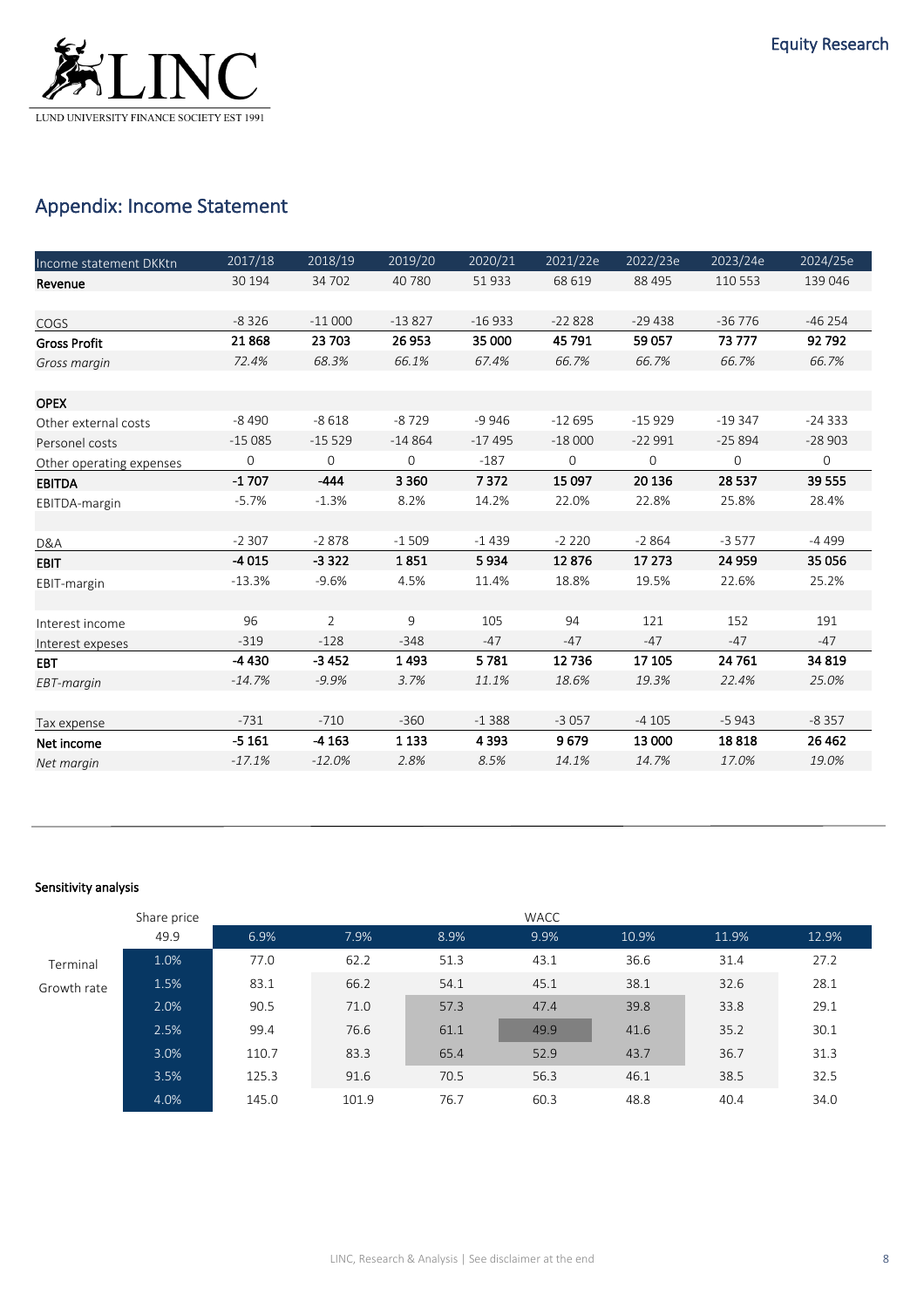## Appendix: Income Statement

| Income statement DKKtn | 2017/18 | 2018/19 | 2019/20 | 2020/21 | 2021/22e | 2022/23e | 2023/24e | 2024/25e |
|---|---|---|---|---|---|---|---|---|
| **Revenue** | 30 194 | 34 702 | 40 780 | 51 933 | 68 619 | 88 495 | 110 553 | 139 046 |
| | | | | | | | | |
| COGS | -8 326 | -11 000 | -13 827 | -16 933 | -22 828 | -29 438 | -36 776 | -46 254 |
| **Gross Profit** | **21 868** | **23 703** | **26 953** | **35 000** | **45 791** | **59 057** | **73 777** | **92 792** |
| *Gross margin* | *72.4%* | *68.3%* | *66.1%* | *67.4%* | *66.7%* | *66.7%* | *66.7%* | *66.7%* |
| | | | | | | | | |
| **OPEX** | | | | | | | | |
| Other external costs | -8 490 | -8 618 | -8 729 | -9 946 | -12 695 | -15 929 | -19 347 | -24 333 |
| Personel costs | -15 085 | -15 529 | -14 864 | -17 495 | -18 000 | -22 991 | -25 894 | -28 903 |
| Other operating expenses | 0 | 0 | 0 | -187 | 0 | 0 | 0 | 0 |
| **EBITDA** | **-1 707** | **-444** | **3 360** | **7 372** | **15 097** | **20 136** | **28 537** | **39 555** |
| EBITDA-margin | -5.7% | -1.3% | 8.2% | 14.2% | 22.0% | 22.8% | 25.8% | 28.4% |
| | | | | | | | | |
| D&A | -2 307 | -2 878 | -1 509 | -1 439 | -2 220 | -2 864 | -3 577 | -4 499 |
| **EBIT** | **-4 015** | **-3 322** | **1 851** | **5 934** | **12 876** | **17 273** | **24 959** | **35 056** |
| EBIT-margin | -13.3% | -9.6% | 4.5% | 11.4% | 18.8% | 19.5% | 22.6% | 25.2% |
| | | | | | | | | |
| Interest income | 96 | 2 | 9 | 105 | 94 | 121 | 152 | 191 |
| Interest expeses | -319 | -128 | -348 | -47 | -47 | -47 | -47 | -47 |
| **EBT** | **-4 430** | **-3 452** | **1 493** | **5 781** | **12 736** | **17 105** | **24 761** | **34 819** |
| *EBT-margin* | *-14.7%* | *-9.9%* | *3.7%* | *11.1%* | *18.6%* | *19.3%* | *22.4%* | *25.0%* |
| | | | | | | | | |
| Tax expense | -731 | -710 | -360 | -1 388 | -3 057 | -4 105 | -5 943 | -8 357 |
| **Net income** | **-5 161** | **-4 163** | **1 133** | **4 393** | **9 679** | **13 000** | **18 818** | **26 462** |
| *Net margin* | *-17.1%* | *-12.0%* | *2.8%* | *8.5%* | *14.1%* | *14.7%* | *17.0%* | *19.0%* |

**Sensitivity analysis**

| | Share price | WACC | | | | | | |
|---|---|---|---|---|---|---|---|---|
| | 49.9 | 6.9% | 7.9% | 8.9% | 9.9% | 10.9% | 11.9% | 12.9% |
| Terminal Growth rate | 1.0% | 77.0 | 62.2 | 51.3 | 43.1 | 36.6 | 31.4 | 27.2 |
| | 1.5% | 83.1 | 66.2 | 54.1 | 45.1 | 38.1 | 32.6 | 28.1 |
| | 2.0% | 90.5 | 71.0 | 57.3 | 47.4 | 39.8 | 33.8 | 29.1 |
| | 2.5% | 99.4 | 76.6 | 61.1 | 49.9 | 41.6 | 35.2 | 30.1 |
| | 3.0% | 110.7 | 83.3 | 65.4 | 52.9 | 43.7 | 36.7 | 31.3 |
| | 3.5% | 125.3 | 91.6 | 70.5 | 56.3 | 46.1 | 38.5 | 32.5 |
| | 4.0% | 145.0 | 101.9 | 76.7 | 60.3 | 48.8 | 40.4 | 34.0 |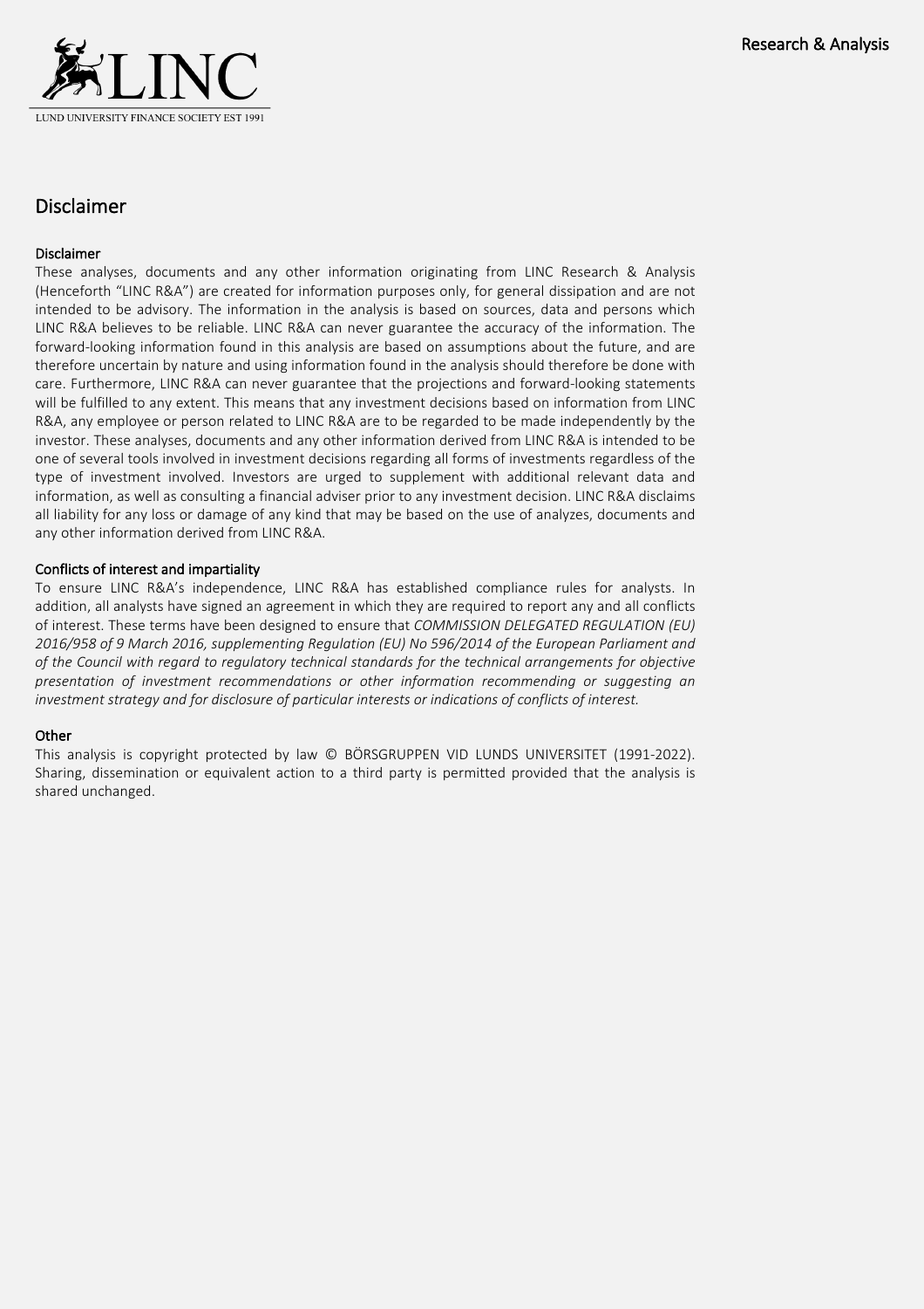# Disclaimer

### Disclaimer

These analyses, documents and any other information originating from LINC Research & Analysis (Henceforth "LINC R&A") are created for information purposes only, for general dissipation and are not intended to be advisory. The information in the analysis is based on sources, data and persons which LINC R&A believes to be reliable. LINC R&A can never guarantee the accuracy of the information. The forward-looking information found in this analysis are based on assumptions about the future, and are therefore uncertain by nature and using information found in the analysis should therefore be done with care. Furthermore, LINC R&A can never guarantee that the projections and forward-looking statements will be fulfilled to any extent. This means that any investment decisions based on information from LINC R&A, any employee or person related to LINC R&A are to be regarded to be made independently by the investor. These analyses, documents and any other information derived from LINC R&A is intended to be one of several tools involved in investment decisions regarding all forms of investments regardless of the type of investment involved. Investors are urged to supplement with additional relevant data and information, as well as consulting a financial adviser prior to any investment decision. LINC R&A disclaims all liability for any loss or damage of any kind that may be based on the use of analyzes, documents and any other information derived from LINC R&A.

### Conflicts of interest and impartiality

To ensure LINC R&A's independence, LINC R&A has established compliance rules for analysts. In addition, all analysts have signed an agreement in which they are required to report any and all conflicts of interest. These terms have been designed to ensure that *COMMISSION DELEGATED REGULATION (EU) 2016/958 of 9 March 2016, supplementing Regulation (EU) No 596/2014 of the European Parliament and of the Council with regard to regulatory technical standards for the technical arrangements for objective presentation of investment recommendations or other information recommending or suggesting an investment strategy and for disclosure of particular interests or indications of conflicts of interest.*

### Other

This analysis is copyright protected by law © BÖRSGRUPPEN VID LUNDS UNIVERSITET (1991-2022). Sharing, dissemination or equivalent action to a third party is permitted provided that the analysis is shared unchanged.